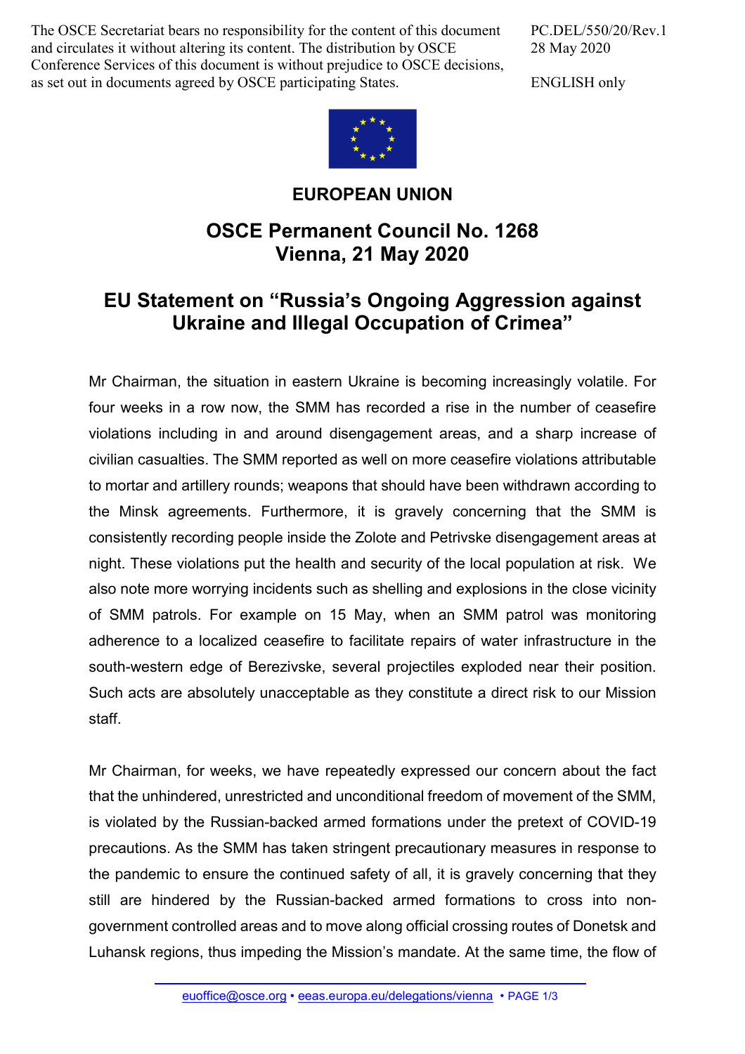The OSCE Secretariat bears no responsibility for the content of this document and circulates it without altering its content. The distribution by OSCE Conference Services of this document is without prejudice to OSCE decisions, as set out in documents agreed by OSCE participating States.

PC.DEL/550/20/Rev.1
28 May 2020

ENGLISH only

**EUROPEAN UNION**

## OSCE Permanent Council No. 1268
## Vienna, 21 May 2020

# EU Statement on "Russia's Ongoing Aggression against Ukraine and Illegal Occupation of Crimea"

Mr Chairman, the situation in eastern Ukraine is becoming increasingly volatile. For four weeks in a row now, the SMM has recorded a rise in the number of ceasefire violations including in and around disengagement areas, and a sharp increase of civilian casualties. The SMM reported as well on more ceasefire violations attributable to mortar and artillery rounds; weapons that should have been withdrawn according to the Minsk agreements. Furthermore, it is gravely concerning that the SMM is consistently recording people inside the Zolote and Petrivske disengagement areas at night. These violations put the health and security of the local population at risk. We also note more worrying incidents such as shelling and explosions in the close vicinity of SMM patrols. For example on 15 May, when an SMM patrol was monitoring adherence to a localized ceasefire to facilitate repairs of water infrastructure in the south-western edge of Berezivske, several projectiles exploded near their position. Such acts are absolutely unacceptable as they constitute a direct risk to our Mission staff.

Mr Chairman, for weeks, we have repeatedly expressed our concern about the fact that the unhindered, unrestricted and unconditional freedom of movement of the SMM, is violated by the Russian-backed armed formations under the pretext of COVID-19 precautions. As the SMM has taken stringent precautionary measures in response to the pandemic to ensure the continued safety of all, it is gravely concerning that they still are hindered by the Russian-backed armed formations to cross into non-government controlled areas and to move along official crossing routes of Donetsk and Luhansk regions, thus impeding the Mission's mandate. At the same time, the flow of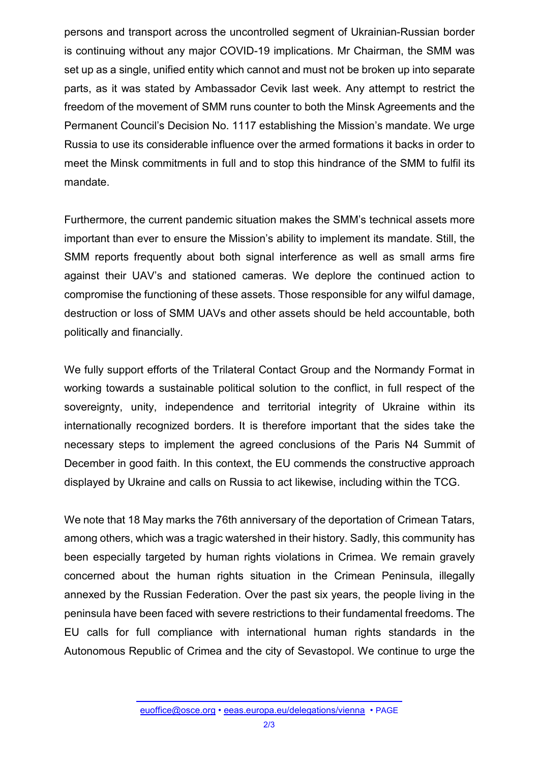persons and transport across the uncontrolled segment of Ukrainian-Russian border is continuing without any major COVID-19 implications. Mr Chairman, the SMM was set up as a single, unified entity which cannot and must not be broken up into separate parts, as it was stated by Ambassador Cevik last week. Any attempt to restrict the freedom of the movement of SMM runs counter to both the Minsk Agreements and the Permanent Council's Decision No. 1117 establishing the Mission's mandate. We urge Russia to use its considerable influence over the armed formations it backs in order to meet the Minsk commitments in full and to stop this hindrance of the SMM to fulfil its mandate.

Furthermore, the current pandemic situation makes the SMM's technical assets more important than ever to ensure the Mission's ability to implement its mandate. Still, the SMM reports frequently about both signal interference as well as small arms fire against their UAV's and stationed cameras. We deplore the continued action to compromise the functioning of these assets. Those responsible for any wilful damage, destruction or loss of SMM UAVs and other assets should be held accountable, both politically and financially.

We fully support efforts of the Trilateral Contact Group and the Normandy Format in working towards a sustainable political solution to the conflict, in full respect of the sovereignty, unity, independence and territorial integrity of Ukraine within its internationally recognized borders. It is therefore important that the sides take the necessary steps to implement the agreed conclusions of the Paris N4 Summit of December in good faith. In this context, the EU commends the constructive approach displayed by Ukraine and calls on Russia to act likewise, including within the TCG.

We note that 18 May marks the 76th anniversary of the deportation of Crimean Tatars, among others, which was a tragic watershed in their history. Sadly, this community has been especially targeted by human rights violations in Crimea. We remain gravely concerned about the human rights situation in the Crimean Peninsula, illegally annexed by the Russian Federation. Over the past six years, the people living in the peninsula have been faced with severe restrictions to their fundamental freedoms. The EU calls for full compliance with international human rights standards in the Autonomous Republic of Crimea and the city of Sevastopol. We continue to urge the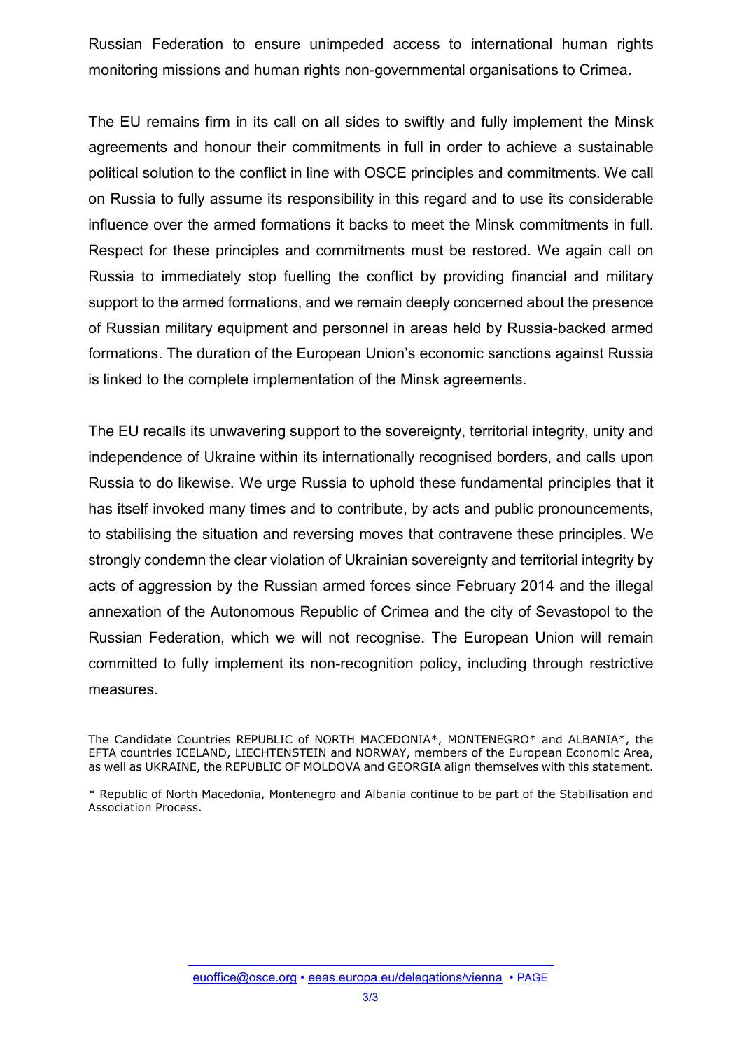Russian Federation to ensure unimpeded access to international human rights monitoring missions and human rights non-governmental organisations to Crimea.

The EU remains firm in its call on all sides to swiftly and fully implement the Minsk agreements and honour their commitments in full in order to achieve a sustainable political solution to the conflict in line with OSCE principles and commitments. We call on Russia to fully assume its responsibility in this regard and to use its considerable influence over the armed formations it backs to meet the Minsk commitments in full. Respect for these principles and commitments must be restored. We again call on Russia to immediately stop fuelling the conflict by providing financial and military support to the armed formations, and we remain deeply concerned about the presence of Russian military equipment and personnel in areas held by Russia-backed armed formations. The duration of the European Union's economic sanctions against Russia is linked to the complete implementation of the Minsk agreements.

The EU recalls its unwavering support to the sovereignty, territorial integrity, unity and independence of Ukraine within its internationally recognised borders, and calls upon Russia to do likewise. We urge Russia to uphold these fundamental principles that it has itself invoked many times and to contribute, by acts and public pronouncements, to stabilising the situation and reversing moves that contravene these principles. We strongly condemn the clear violation of Ukrainian sovereignty and territorial integrity by acts of aggression by the Russian armed forces since February 2014 and the illegal annexation of the Autonomous Republic of Crimea and the city of Sevastopol to the Russian Federation, which we will not recognise. The European Union will remain committed to fully implement its non-recognition policy, including through restrictive measures.

The Candidate Countries REPUBLIC of NORTH MACEDONIA*, MONTENEGRO* and ALBANIA*, the EFTA countries ICELAND, LIECHTENSTEIN and NORWAY, members of the European Economic Area, as well as UKRAINE, the REPUBLIC OF MOLDOVA and GEORGIA align themselves with this statement.

* Republic of North Macedonia, Montenegro and Albania continue to be part of the Stabilisation and Association Process.

euoffice@osce.org • eeas.europa.eu/delegations/vienna